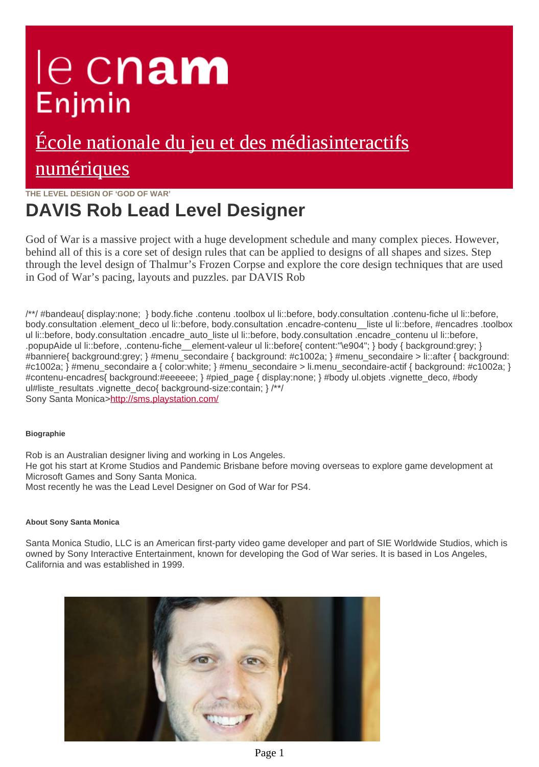# le cnam Enjmin

## École nationale du jeu et des médiasinteractifs numériques

THE LEVEL DESIGN OF 'GOD OF WAR'

# DAVIS Rob Lead Level Designer

God of War is a massive project with a huge development schedule and many complex pieces. However, behind all of this is a core set of design rules that can be applied to designs of all shapes and sizes. Step through the level design of Thalmur's Frozen Corpse and explore the core design techniques that are used in God of War's pacing, layouts and puzzles. par DAVIS Rob

/**/ #bandeau{ display:none; } body.fiche .contenu .toolbox ul li::before, body.consultation .contenu-fiche ul li::before, body.consultation .element_deco ul li::before, body.consultation .encadre-contenu__liste ul li::before, #encadres .toolbox ul li::before, body.consultation .encadre_auto_liste ul li::before, body.consultation .encadre_contenu ul li::before, .popupAide ul li::before, .contenu-fiche__element-valeur ul li::before{ content:"\e904"; } body { background:grey; } #banniere{ background:grey; } #menu_secondaire { background: #c1002a; } #menu_secondaire > li::after { background: #c1002a; } #menu_secondaire a { color:white; } #menu_secondaire > li.menu_secondaire-actif { background: #c1002a; } #contenu-encadres{ background:#eeeeee; } #pied_page { display:none; } #body ul.objets .vignette_deco, #body ul#liste_resultats .vignette_deco{ background-size:contain; } /**/
Sony Santa Monica>http://sms.playstation.com/

##### Biographie

Rob is an Australian designer living and working in Los Angeles.
He got his start at Krome Studios and Pandemic Brisbane before moving overseas to explore game development at Microsoft Games and Sony Santa Monica.
Most recently he was the Lead Level Designer on God of War for PS4.

##### About Sony Santa Monica

Santa Monica Studio, LLC is an American first-party video game developer and part of SIE Worldwide Studios, which is owned by Sony Interactive Entertainment, known for developing the God of War series. It is based in Los Angeles, California and was established in 1999.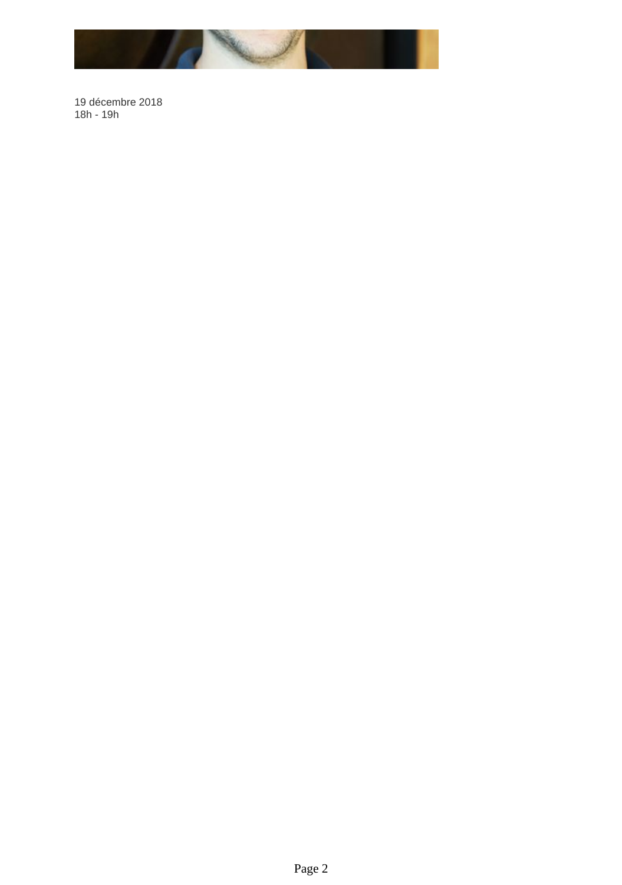19 décembre 2018
18h - 19h